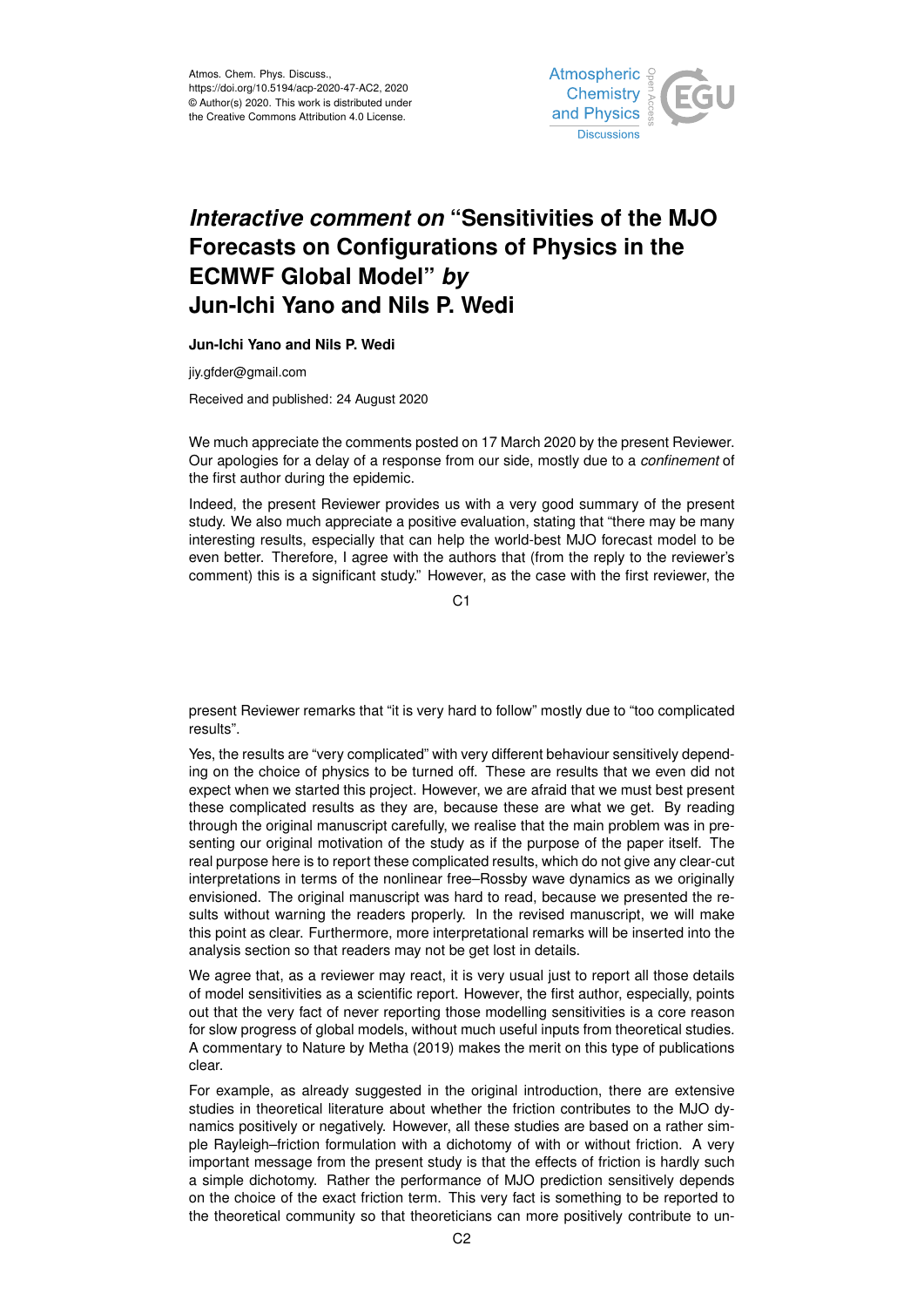Atmos. Chem. Phys. Discuss.,
https://doi.org/10.5194/acp-2020-47-AC2, 2020
© Author(s) 2020. This work is distributed under
the Creative Commons Attribution 4.0 License.

# *Interactive comment on* "Sensitivities of the MJO Forecasts on Configurations of Physics in the ECMWF Global Model" *by* Jun-Ichi Yano and Nils P. Wedi

**Jun-Ichi Yano and Nils P. Wedi**

jiy.gfder@gmail.com

Received and published: 24 August 2020

We much appreciate the comments posted on 17 March 2020 by the present Reviewer. Our apologies for a delay of a response from our side, mostly due to a *confinement* of the first author during the epidemic.

Indeed, the present Reviewer provides us with a very good summary of the present study. We also much appreciate a positive evaluation, stating that "there may be many interesting results, especially that can help the world-best MJO forecast model to be even better. Therefore, I agree with the authors that (from the reply to the reviewer's comment) this is a significant study." However, as the case with the first reviewer, the present Reviewer remarks that "it is very hard to follow" mostly due to "too complicated results".

Yes, the results are "very complicated" with very different behaviour sensitively depending on the choice of physics to be turned off. These are results that we even did not expect when we started this project. However, we are afraid that we must best present these complicated results as they are, because these are what we get. By reading through the original manuscript carefully, we realise that the main problem was in presenting our original motivation of the study as if the purpose of the paper itself. The real purpose here is to report these complicated results, which do not give any clear-cut interpretations in terms of the nonlinear free–Rossby wave dynamics as we originally envisioned. The original manuscript was hard to read, because we presented the results without warning the readers properly. In the revised manuscript, we will make this point as clear. Furthermore, more interpretational remarks will be inserted into the analysis section so that readers may not be get lost in details.

We agree that, as a reviewer may react, it is very usual just to report all those details of model sensitivities as a scientific report. However, the first author, especially, points out that the very fact of never reporting those modelling sensitivities is a core reason for slow progress of global models, without much useful inputs from theoretical studies. A commentary to Nature by Metha (2019) makes the merit on this type of publications clear.

For example, as already suggested in the original introduction, there are extensive studies in theoretical literature about whether the friction contributes to the MJO dynamics positively or negatively. However, all these studies are based on a rather simple Rayleigh–friction formulation with a dichotomy of with or without friction. A very important message from the present study is that the effects of friction is hardly such a simple dichotomy. Rather the performance of MJO prediction sensitively depends on the choice of the exact friction term. This very fact is something to be reported to the theoretical community so that theoreticians can more positively contribute to un-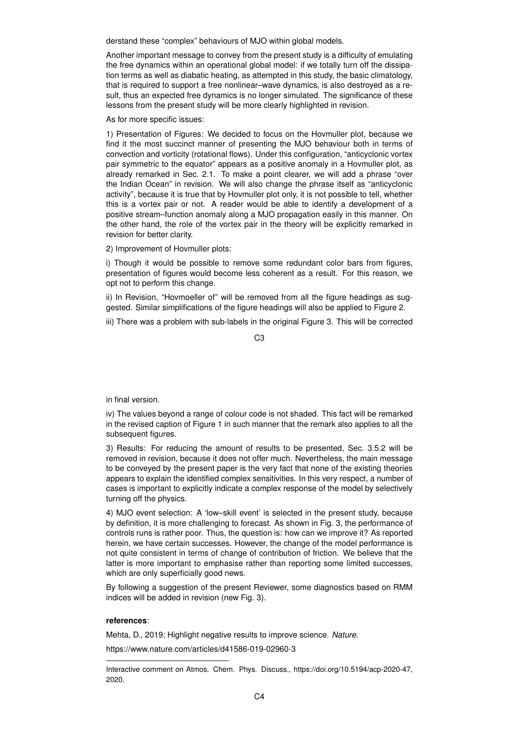derstand these "complex" behaviours of MJO within global models.

Another important message to convey from the present study is a difficulty of emulating the free dynamics within an operational global model: if we totally turn off the dissipation terms as well as diabatic heating, as attempted in this study, the basic climatology, that is required to support a free nonlinear–wave dynamics, is also destroyed as a result, thus an expected free dynamics is no longer simulated. The significance of these lessons from the present study will be more clearly highlighted in revision.

As for more specific issues:

1) Presentation of Figures: We decided to focus on the Hovmuller plot, because we find it the most succinct manner of presenting the MJO behaviour both in terms of convection and vorticity (rotational flows). Under this configuration, "anticyclonic vortex pair symmetric to the equator" appears as a positive anomaly in a Hovmuller plot, as already remarked in Sec. 2.1. To make a point clearer, we will add a phrase "over the Indian Ocean" in revision. We will also change the phrase itself as "anticyclonic activity", because it is true that by Hovmuller plot only, it is not possible to tell, whether this is a vortex pair or not. A reader would be able to identify a development of a positive stream–function anomaly along a MJO propagation easily in this manner. On the other hand, the role of the vortex pair in the theory will be explicitly remarked in revision for better clarity.

2) Improvement of Hovmuller plots:

i) Though it would be possible to remove some redundant color bars from figures, presentation of figures would become less coherent as a result. For this reason, we opt not to perform this change.

ii) In Revision, "Hovmoeller of" will be removed from all the figure headings as suggested. Similar simplifications of the figure headings will also be applied to Figure 2.

iii) There was a problem with sub-labels in the original Figure 3. This will be corrected in final version.

iv) The values beyond a range of colour code is not shaded. This fact will be remarked in the revised caption of Figure 1 in such manner that the remark also applies to all the subsequent figures.

3) Results: For reducing the amount of results to be presented, Sec. 3.5.2 will be removed in revision, because it does not offer much. Nevertheless, the main message to be conveyed by the present paper is the very fact that none of the existing theories appears to explain the identified complex sensitivities. In this very respect, a number of cases is important to explicitly indicate a complex response of the model by selectively turning off the physics.

4) MJO event selection: A 'low–skill event' is selected in the present study, because by definition, it is more challenging to forecast. As shown in Fig. 3, the performance of controls runs is rather poor. Thus, the question is: how can we improve it? As reported herein, we have certain successes. However, the change of the model performance is not quite consistent in terms of change of contribution of friction. We believe that the latter is more important to emphasise rather than reporting some limited successes, which are only superficially good news.

By following a suggestion of the present Reviewer, some diagnostics based on RMM indices will be added in revision (new Fig. 3).

**references**:

Mehta, D., 2019; Highlight negative results to improve science. *Nature*.

https://www.nature.com/articles/d41586-019-02960-3

---

Interactive comment on Atmos. Chem. Phys. Discuss., https://doi.org/10.5194/acp-2020-47, 2020.